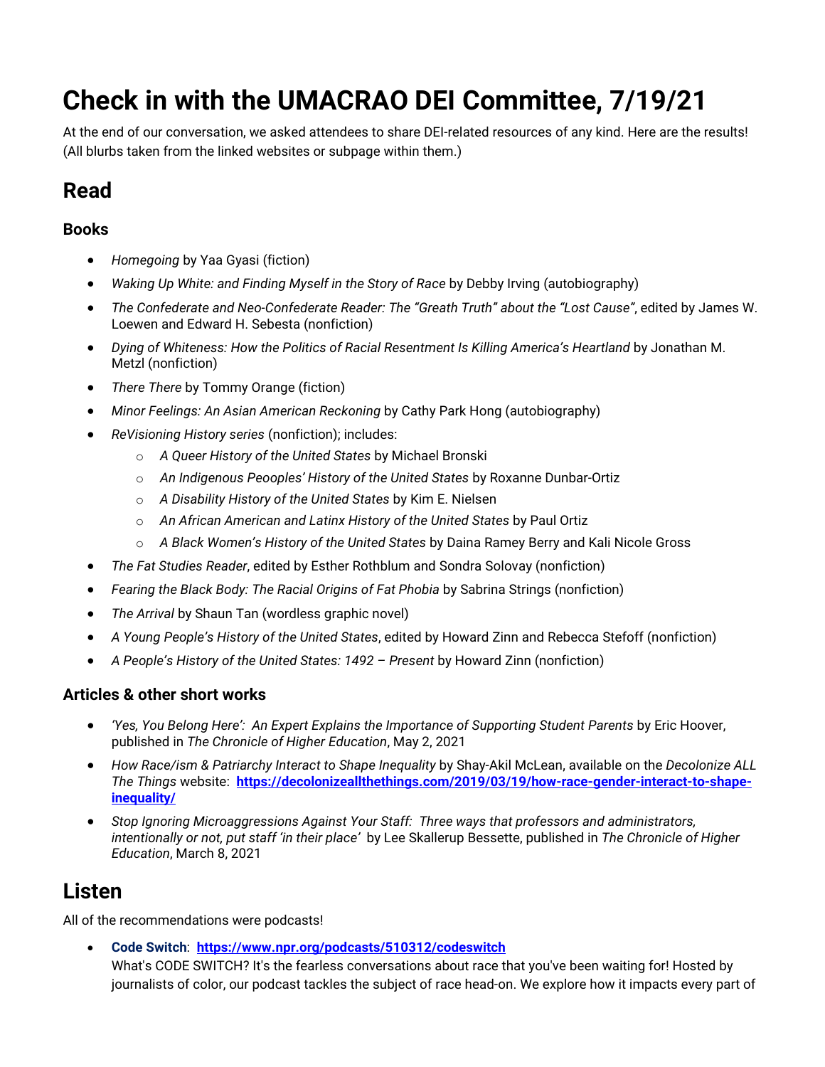# Check in with the UMACRAO DEI Committee, 7/19/21

At the end of our conversation, we asked attendees to share DEI-related resources of any kind. Here are the results! (All blurbs taken from the linked websites or subpage within them.)

## Read

### Books

- *Homegoing* by Yaa Gyasi (fiction)
- *Waking Up White: and Finding Myself in the Story of Race* by Debby Irving (autobiography)
- *The Confederate and Neo-Confederate Reader: The "Greath Truth" about the "Lost Cause"*, edited by James W. Loewen and Edward H. Sebesta (nonfiction)
- *Dying of Whiteness: How the Politics of Racial Resentment Is Killing America's Heartland* by Jonathan M. Metzl (nonfiction)
- *There There* by Tommy Orange (fiction)
- *Minor Feelings: An Asian American Reckoning* by Cathy Park Hong (autobiography)
- *ReVisioning History series* (nonfiction); includes:
  - *A Queer History of the United States* by Michael Bronski
  - *An Indigenous Peoples' History of the United States* by Roxanne Dunbar-Ortiz
  - *A Disability History of the United States* by Kim E. Nielsen
  - *An African American and Latinx History of the United States* by Paul Ortiz
  - *A Black Women's History of the United States* by Daina Ramey Berry and Kali Nicole Gross
- *The Fat Studies Reader*, edited by Esther Rothblum and Sondra Solovay (nonfiction)
- *Fearing the Black Body: The Racial Origins of Fat Phobia* by Sabrina Strings (nonfiction)
- *The Arrival* by Shaun Tan (wordless graphic novel)
- *A Young People's History of the United States*, edited by Howard Zinn and Rebecca Stefoff (nonfiction)
- *A People's History of the United States: 1492 – Present* by Howard Zinn (nonfiction)

### Articles & other short works

- *'Yes, You Belong Here': An Expert Explains the Importance of Supporting Student Parents* by Eric Hoover, published in *The Chronicle of Higher Education*, May 2, 2021
- *How Race/ism & Patriarchy Interact to Shape Inequality* by Shay-Akil McLean, available on the *Decolonize ALL The Things* website: **https://decolonizeallthethings.com/2019/03/19/how-race-gender-interact-to-shape-inequality/**
- *Stop Ignoring Microaggressions Against Your Staff: Three ways that professors and administrators, intentionally or not, put staff 'in their place'* by Lee Skallerup Bessette, published in *The Chronicle of Higher Education*, March 8, 2021

## Listen

All of the recommendations were podcasts!

- **Code Switch**: **https://www.npr.org/podcasts/510312/codeswitch**
  What's CODE SWITCH? It's the fearless conversations about race that you've been waiting for! Hosted by journalists of color, our podcast tackles the subject of race head-on. We explore how it impacts every part of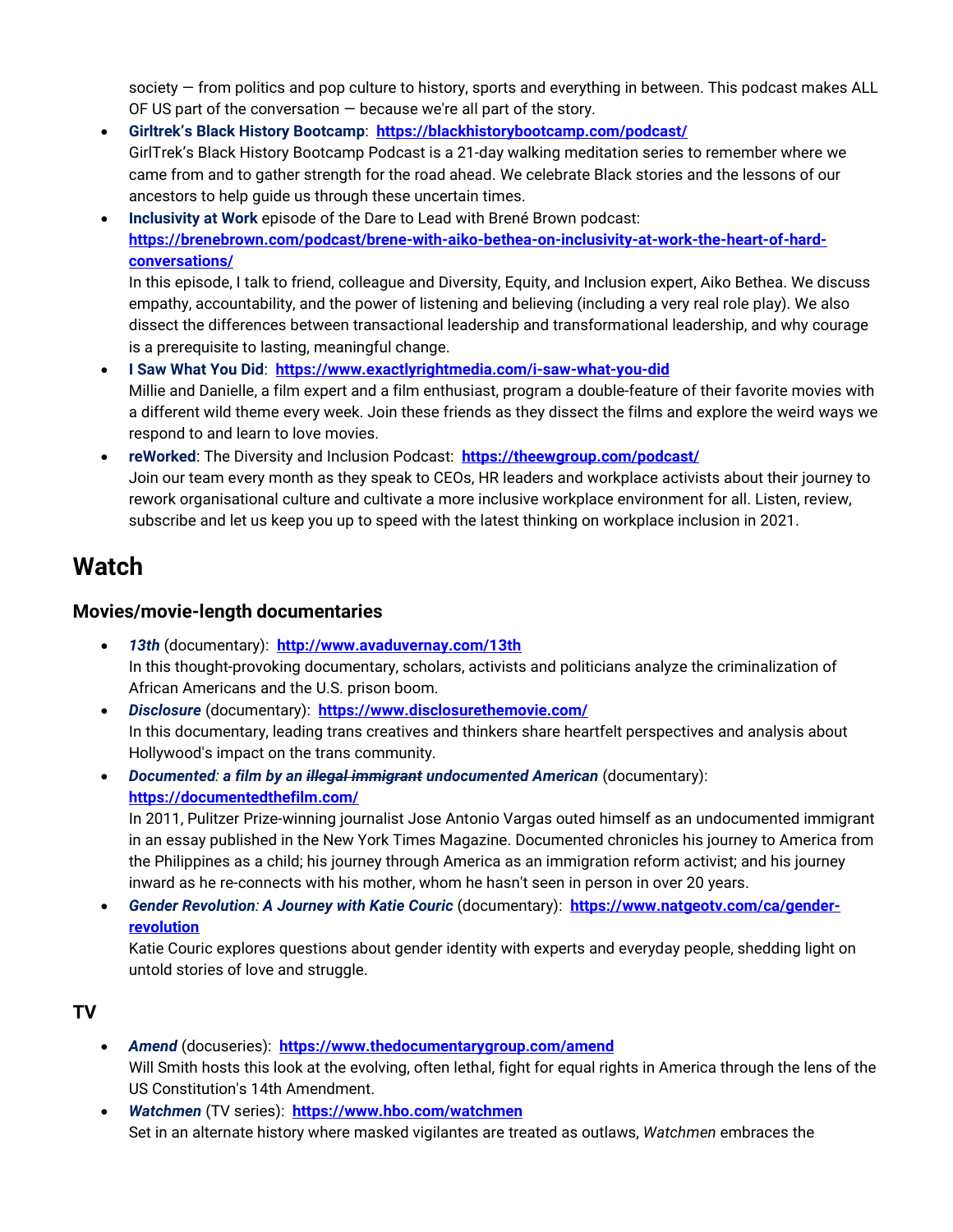society — from politics and pop culture to history, sports and everything in between. This podcast makes ALL OF US part of the conversation — because we're all part of the story.

- **Girltrek's Black History Bootcamp**: **https://blackhistorybootcamp.com/podcast/**
  GirlTrek's Black History Bootcamp Podcast is a 21-day walking meditation series to remember where we came from and to gather strength for the road ahead. We celebrate Black stories and the lessons of our ancestors to help guide us through these uncertain times.
- **Inclusivity at Work** episode of the Dare to Lead with Brené Brown podcast: **https://brenebrown.com/podcast/brene-with-aiko-bethea-on-inclusivity-at-work-the-heart-of-hard-conversations/**
  In this episode, I talk to friend, colleague and Diversity, Equity, and Inclusion expert, Aiko Bethea. We discuss empathy, accountability, and the power of listening and believing (including a very real role play). We also dissect the differences between transactional leadership and transformational leadership, and why courage is a prerequisite to lasting, meaningful change.
- **I Saw What You Did**: **https://www.exactlyrightmedia.com/i-saw-what-you-did**
  Millie and Danielle, a film expert and a film enthusiast, program a double-feature of their favorite movies with a different wild theme every week. Join these friends as they dissect the films and explore the weird ways we respond to and learn to love movies.
- **reWorked**: The Diversity and Inclusion Podcast: **https://theewgroup.com/podcast/**
  Join our team every month as they speak to CEOs, HR leaders and workplace activists about their journey to rework organisational culture and cultivate a more inclusive workplace environment for all. Listen, review, subscribe and let us keep you up to speed with the latest thinking on workplace inclusion in 2021.

# Watch

## Movies/movie-length documentaries

- ***13th*** (documentary): **http://www.avaduvernay.com/13th**
  In this thought-provoking documentary, scholars, activists and politicians analyze the criminalization of African Americans and the U.S. prison boom.
- ***Disclosure*** (documentary): **https://www.disclosurethemovie.com/**
  In this documentary, leading trans creatives and thinkers share heartfelt perspectives and analysis about Hollywood's impact on the trans community.
- ***Documented: a film by an ~~illegal immigrant~~ undocumented American*** (documentary): **https://documentedthefilm.com/**
  In 2011, Pulitzer Prize-winning journalist Jose Antonio Vargas outed himself as an undocumented immigrant in an essay published in the New York Times Magazine. Documented chronicles his journey to America from the Philippines as a child; his journey through America as an immigration reform activist; and his journey inward as he re-connects with his mother, whom he hasn't seen in person in over 20 years.
- ***Gender Revolution: A Journey with Katie Couric*** (documentary): **https://www.natgeotv.com/ca/gender-revolution**
  Katie Couric explores questions about gender identity with experts and everyday people, shedding light on untold stories of love and struggle.

## TV

- ***Amend*** (docuseries): **https://www.thedocumentarygroup.com/amend**
  Will Smith hosts this look at the evolving, often lethal, fight for equal rights in America through the lens of the US Constitution's 14th Amendment.
- ***Watchmen*** (TV series): **https://www.hbo.com/watchmen**
  Set in an alternate history where masked vigilantes are treated as outlaws, *Watchmen* embraces the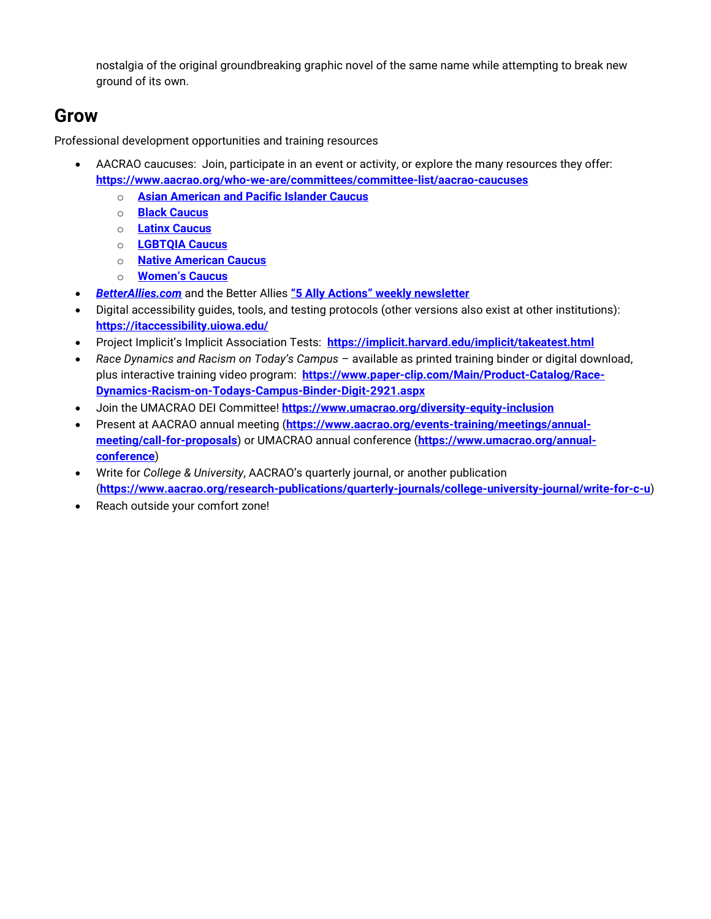nostalgia of the original groundbreaking graphic novel of the same name while attempting to break new ground of its own.

## Grow

Professional development opportunities and training resources

- AACRAO caucuses: Join, participate in an event or activity, or explore the many resources they offer: **https://www.aacrao.org/who-we-are/committees/committee-list/aacrao-caucuses**
    - **Asian American and Pacific Islander Caucus**
    - **Black Caucus**
    - **Latinx Caucus**
    - **LGBTQIA Caucus**
    - **Native American Caucus**
    - **Women's Caucus**
- ***BetterAllies.com*** and the Better Allies **"5 Ally Actions" weekly newsletter**
- Digital accessibility guides, tools, and testing protocols (other versions also exist at other institutions): **https://itaccessibility.uiowa.edu/**
- Project Implicit's Implicit Association Tests: **https://implicit.harvard.edu/implicit/takeatest.html**
- *Race Dynamics and Racism on Today's Campus* – available as printed training binder or digital download, plus interactive training video program: **https://www.paper-clip.com/Main/Product-Catalog/Race-Dynamics-Racism-on-Todays-Campus-Binder-Digit-2921.aspx**
- Join the UMACRAO DEI Committee! **https://www.umacrao.org/diversity-equity-inclusion**
- Present at AACRAO annual meeting (**https://www.aacrao.org/events-training/meetings/annual-meeting/call-for-proposals**) or UMACRAO annual conference (**https://www.umacrao.org/annual-conference**)
- Write for *College & University*, AACRAO's quarterly journal, or another publication (**https://www.aacrao.org/research-publications/quarterly-journals/college-university-journal/write-for-c-u**)
- Reach outside your comfort zone!